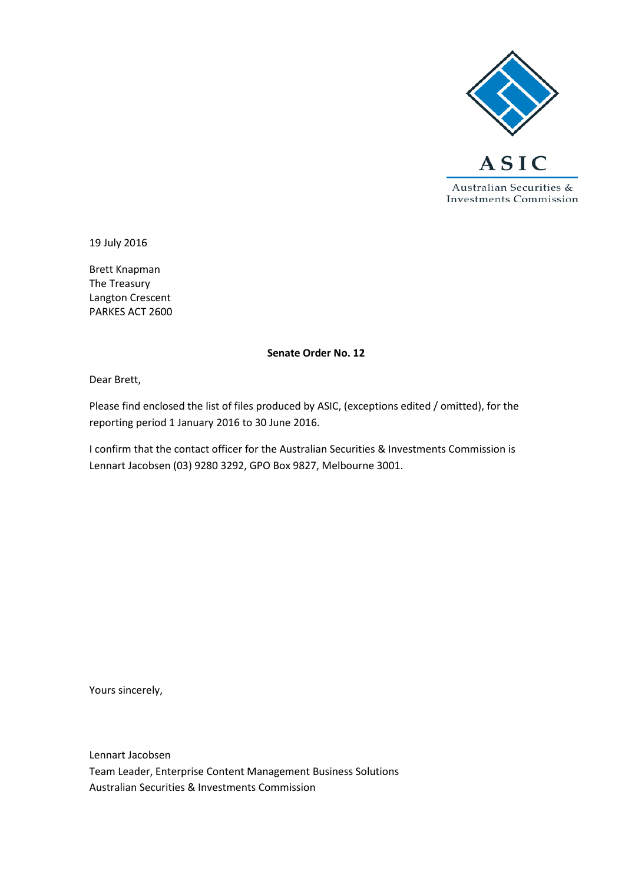ASIC

Australian Securities & Investments Commission

19 July 2016

Brett Knapman
The Treasury
Langton Crescent
PARKES ACT 2600

**Senate Order No. 12**

Dear Brett,

Please find enclosed the list of files produced by ASIC, (exceptions edited / omitted), for the reporting period 1 January 2016 to 30 June 2016.

I confirm that the contact officer for the Australian Securities & Investments Commission is Lennart Jacobsen (03) 9280 3292, GPO Box 9827, Melbourne 3001.

Yours sincerely,

Lennart Jacobsen
Team Leader, Enterprise Content Management Business Solutions
Australian Securities & Investments Commission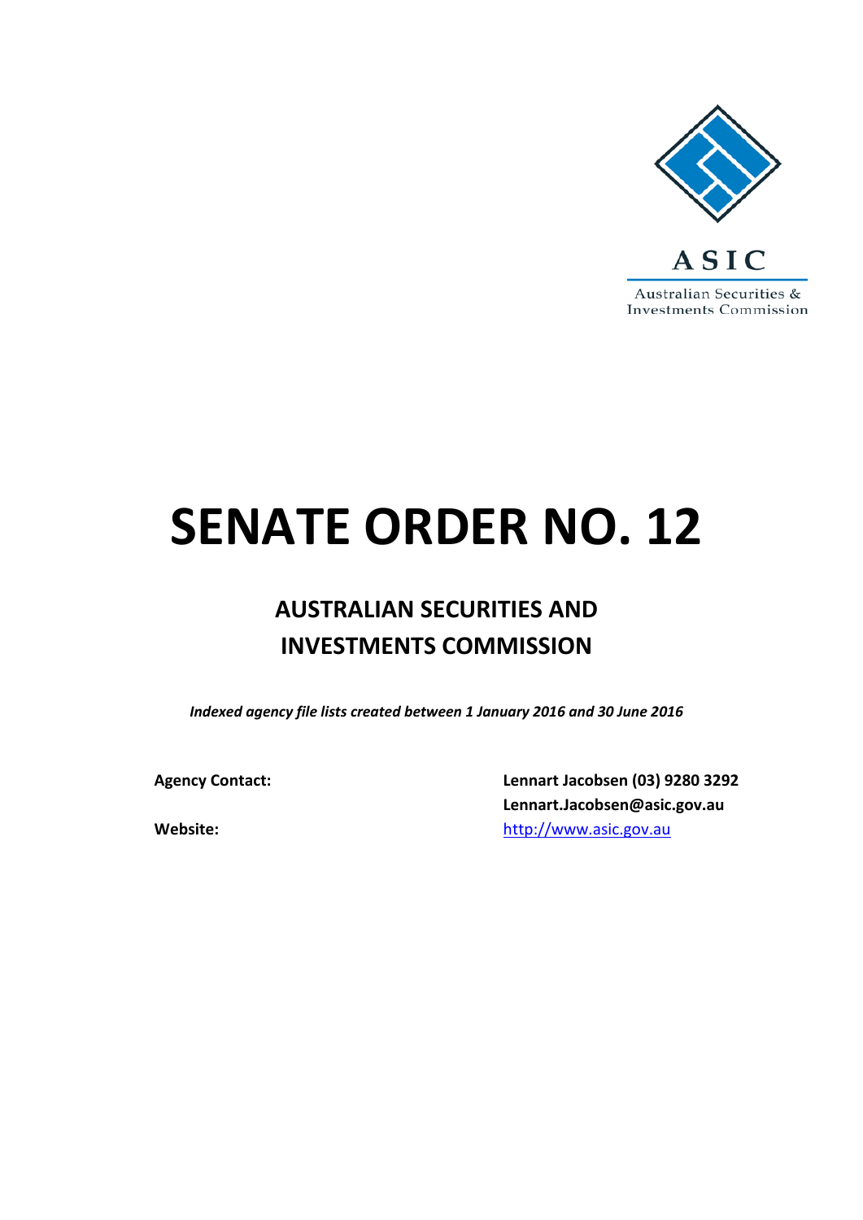ASIC

Australian Securities & Investments Commission

# SENATE ORDER NO. 12

## AUSTRALIAN SECURITIES AND INVESTMENTS COMMISSION

*Indexed agency file lists created between 1 January 2016 and 30 June 2016*

| | |
|---|---|
| **Agency Contact:** | **Lennart Jacobsen (03) 9280 3292** |
| | **Lennart.Jacobsen@asic.gov.au** |
| **Website:** | http://www.asic.gov.au |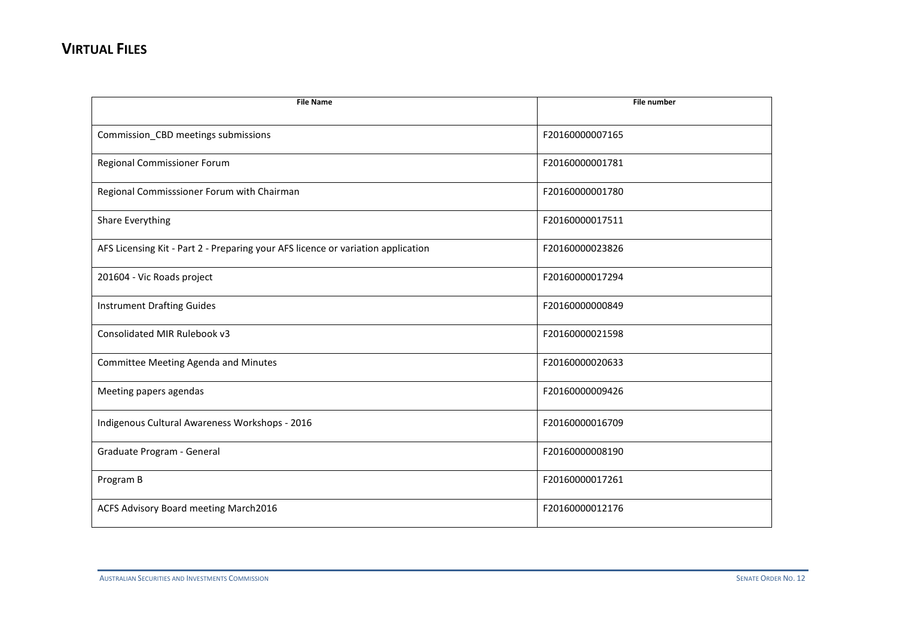## VIRTUAL FILES

| File Name | File number |
| --- | --- |
| Commission_CBD meetings submissions | F20160000007165 |
| Regional Commissioner Forum | F20160000001781 |
| Regional Commisssioner Forum with Chairman | F20160000001780 |
| Share Everything | F20160000017511 |
| AFS Licensing Kit - Part 2 - Preparing your AFS licence or variation application | F20160000023826 |
| 201604 - Vic Roads project | F20160000017294 |
| Instrument Drafting Guides | F20160000000849 |
| Consolidated MIR Rulebook v3 | F20160000021598 |
| Committee Meeting Agenda and Minutes | F20160000020633 |
| Meeting papers agendas | F20160000009426 |
| Indigenous Cultural Awareness Workshops - 2016 | F20160000016709 |
| Graduate Program - General | F20160000008190 |
| Program B | F20160000017261 |
| ACFS Advisory Board meeting March2016 | F20160000012176 |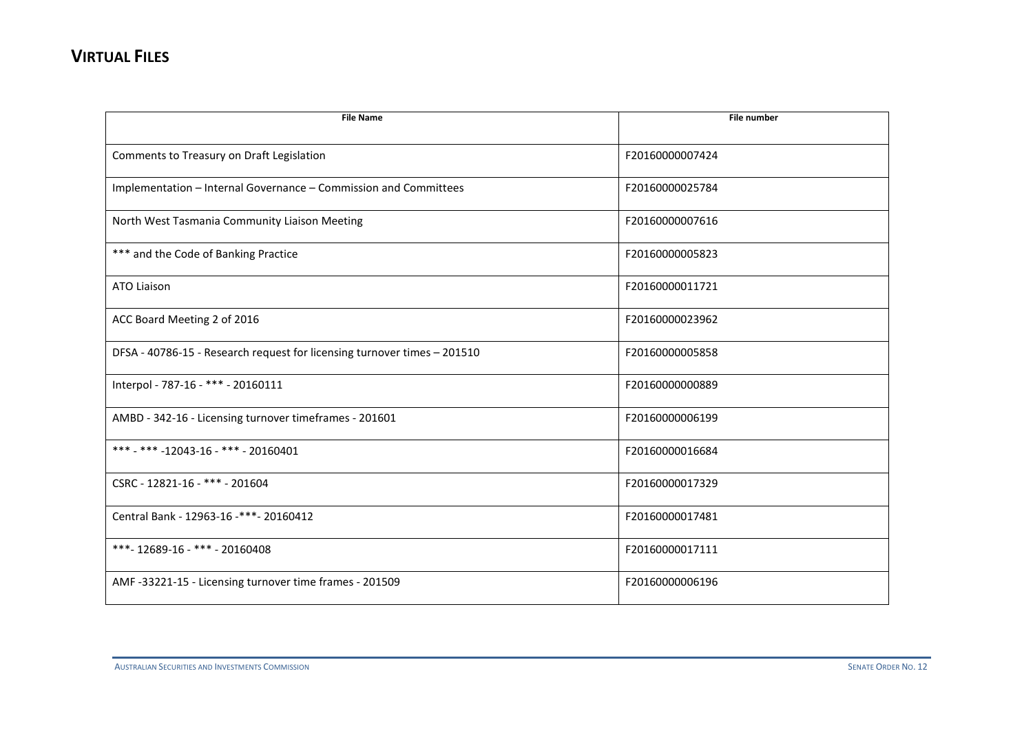# VIRTUAL FILES

| File Name | File number |
|---|---|
| Comments to Treasury on Draft Legislation | F20160000007424 |
| Implementation – Internal Governance – Commission and Committees | F20160000025784 |
| North West Tasmania Community Liaison Meeting | F20160000007616 |
| *** and the Code of Banking Practice | F20160000005823 |
| ATO Liaison | F20160000011721 |
| ACC Board Meeting 2 of 2016 | F20160000023962 |
| DFSA - 40786-15 - Research request for licensing turnover times – 201510 | F20160000005858 |
| Interpol - 787-16 - *** - 20160111 | F20160000000889 |
| AMBD - 342-16 - Licensing turnover timeframes - 201601 | F20160000006199 |
| *** - *** -12043-16 - *** - 20160401 | F20160000016684 |
| CSRC - 12821-16 - *** - 201604 | F20160000017329 |
| Central Bank - 12963-16 -***- 20160412 | F20160000017481 |
| ***- 12689-16 - *** - 20160408 | F20160000017111 |
| AMF -33221-15 - Licensing turnover time frames - 201509 | F20160000006196 |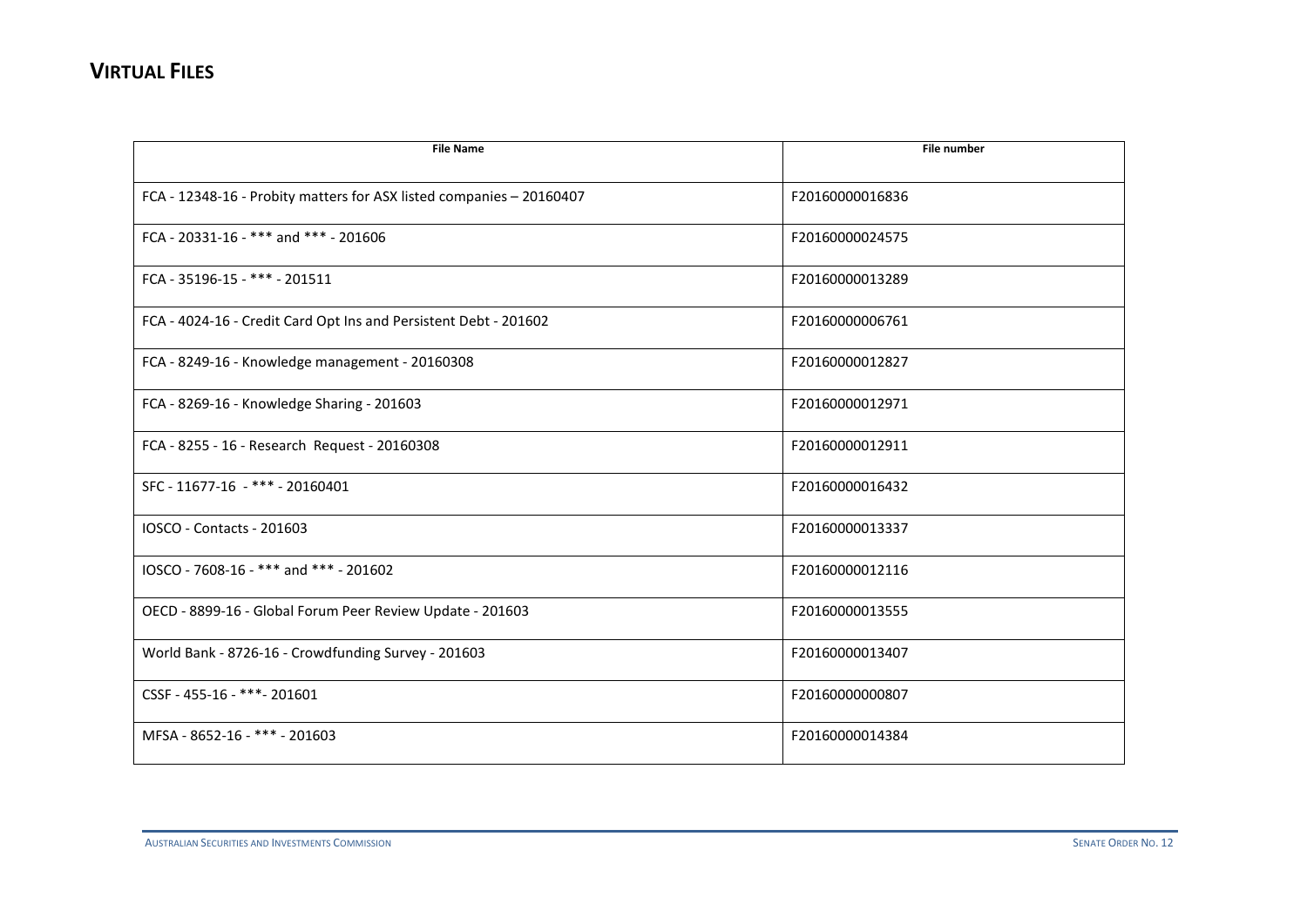## VIRTUAL FILES

| File Name | File number |
| --- | --- |
| FCA - 12348-16 - Probity matters for ASX listed companies – 20160407 | F20160000016836 |
| FCA - 20331-16 - *** and *** - 201606 | F20160000024575 |
| FCA - 35196-15 - *** - 201511 | F20160000013289 |
| FCA - 4024-16 - Credit Card Opt Ins and Persistent Debt - 201602 | F20160000006761 |
| FCA - 8249-16 - Knowledge management - 20160308 | F20160000012827 |
| FCA - 8269-16 - Knowledge Sharing - 201603 | F20160000012971 |
| FCA - 8255 - 16 - Research Request - 20160308 | F20160000012911 |
| SFC - 11677-16 - *** - 20160401 | F20160000016432 |
| IOSCO - Contacts - 201603 | F20160000013337 |
| IOSCO - 7608-16 - *** and *** - 201602 | F20160000012116 |
| OECD - 8899-16 - Global Forum Peer Review Update - 201603 | F20160000013555 |
| World Bank - 8726-16 - Crowdfunding Survey - 201603 | F20160000013407 |
| CSSF - 455-16 - ***- 201601 | F20160000000807 |
| MFSA - 8652-16 - *** - 201603 | F20160000014384 |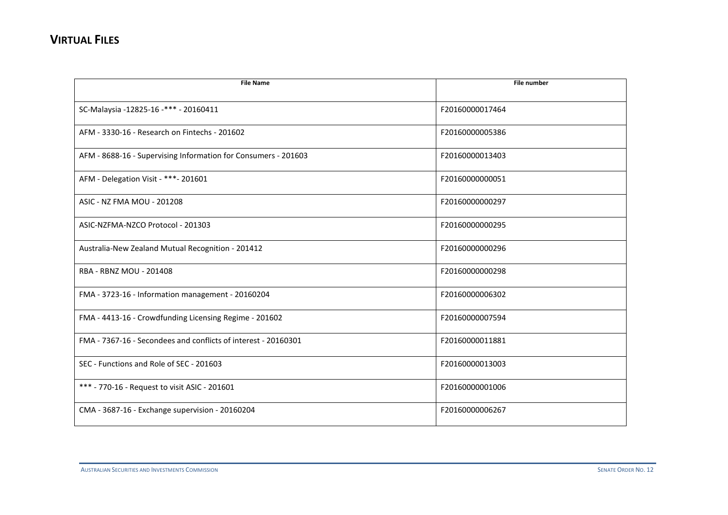## Virtual Files

| File Name | File number |
| --- | --- |
| SC-Malaysia -12825-16 -*** - 20160411 | F20160000017464 |
| AFM - 3330-16 - Research on Fintechs - 201602 | F20160000005386 |
| AFM - 8688-16 - Supervising Information for Consumers - 201603 | F20160000013403 |
| AFM - Delegation Visit - ***- 201601 | F20160000000051 |
| ASIC - NZ FMA MOU - 201208 | F20160000000297 |
| ASIC-NZFMA-NZCO Protocol - 201303 | F20160000000295 |
| Australia-New Zealand Mutual Recognition - 201412 | F20160000000296 |
| RBA - RBNZ MOU - 201408 | F20160000000298 |
| FMA - 3723-16 - Information management - 20160204 | F20160000006302 |
| FMA - 4413-16 - Crowdfunding Licensing Regime - 201602 | F20160000007594 |
| FMA - 7367-16 - Secondees and conflicts of interest - 20160301 | F20160000011881 |
| SEC - Functions and Role of SEC - 201603 | F20160000013003 |
| *** - 770-16 - Request to visit ASIC - 201601 | F20160000001006 |
| CMA - 3687-16 - Exchange supervision - 20160204 | F20160000006267 |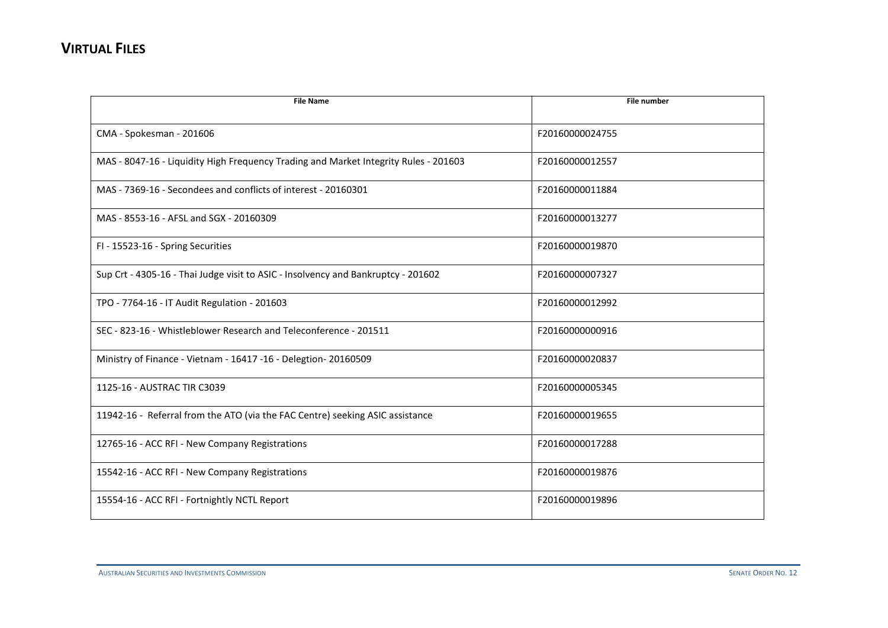## VIRTUAL FILES

| File Name | File number |
|---|---|
| CMA - Spokesman - 201606 | F20160000024755 |
| MAS - 8047-16 - Liquidity High Frequency Trading and Market Integrity Rules - 201603 | F20160000012557 |
| MAS - 7369-16 - Secondees and conflicts of interest - 20160301 | F20160000011884 |
| MAS - 8553-16 - AFSL and SGX - 20160309 | F20160000013277 |
| FI - 15523-16 - Spring Securities | F20160000019870 |
| Sup Crt - 4305-16 - Thai Judge visit to ASIC - Insolvency and Bankruptcy - 201602 | F20160000007327 |
| TPO - 7764-16 - IT Audit Regulation - 201603 | F20160000012992 |
| SEC - 823-16 - Whistleblower Research and Teleconference - 201511 | F20160000000916 |
| Ministry of Finance - Vietnam - 16417 -16 - Delegtion- 20160509 | F20160000020837 |
| 1125-16 - AUSTRAC TIR C3039 | F20160000005345 |
| 11942-16 - Referral from the ATO (via the FAC Centre) seeking ASIC assistance | F20160000019655 |
| 12765-16 - ACC RFI - New Company Registrations | F20160000017288 |
| 15542-16 - ACC RFI - New Company Registrations | F20160000019876 |
| 15554-16 - ACC RFI - Fortnightly NCTL Report | F20160000019896 |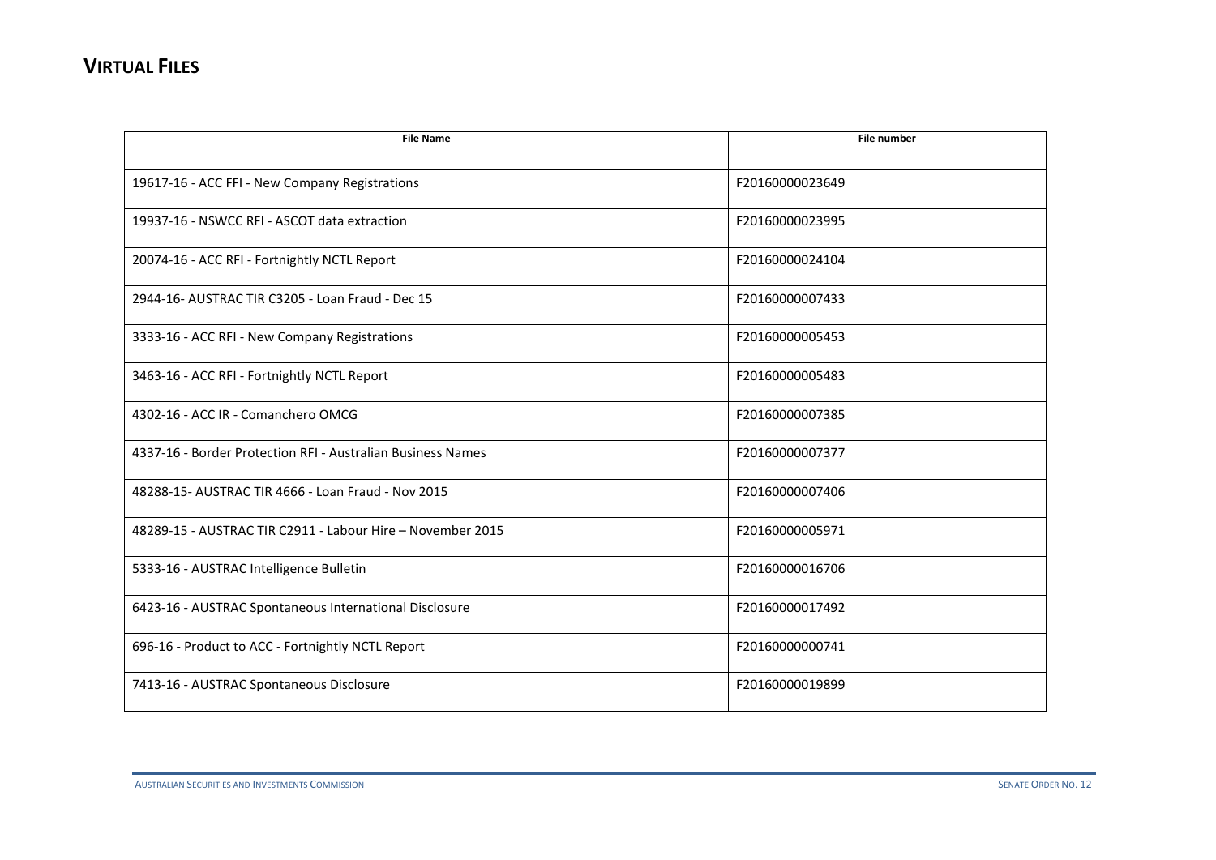## VIRTUAL FILES

| File Name | File number |
|---|---|
| 19617-16 - ACC FFI - New Company Registrations | F20160000023649 |
| 19937-16 - NSWCC RFI - ASCOT data extraction | F20160000023995 |
| 20074-16 - ACC RFI - Fortnightly NCTL Report | F20160000024104 |
| 2944-16- AUSTRAC TIR C3205 - Loan Fraud - Dec 15 | F20160000007433 |
| 3333-16 - ACC RFI - New Company Registrations | F20160000005453 |
| 3463-16 - ACC RFI - Fortnightly NCTL Report | F20160000005483 |
| 4302-16 - ACC IR - Comanchero OMCG | F20160000007385 |
| 4337-16 - Border Protection RFI - Australian Business Names | F20160000007377 |
| 48288-15- AUSTRAC TIR 4666 - Loan Fraud - Nov 2015 | F20160000007406 |
| 48289-15 - AUSTRAC TIR C2911 - Labour Hire – November 2015 | F20160000005971 |
| 5333-16 - AUSTRAC Intelligence Bulletin | F20160000016706 |
| 6423-16 - AUSTRAC Spontaneous International Disclosure | F20160000017492 |
| 696-16 - Product to ACC - Fortnightly NCTL Report | F20160000000741 |
| 7413-16 - AUSTRAC Spontaneous Disclosure | F20160000019899 |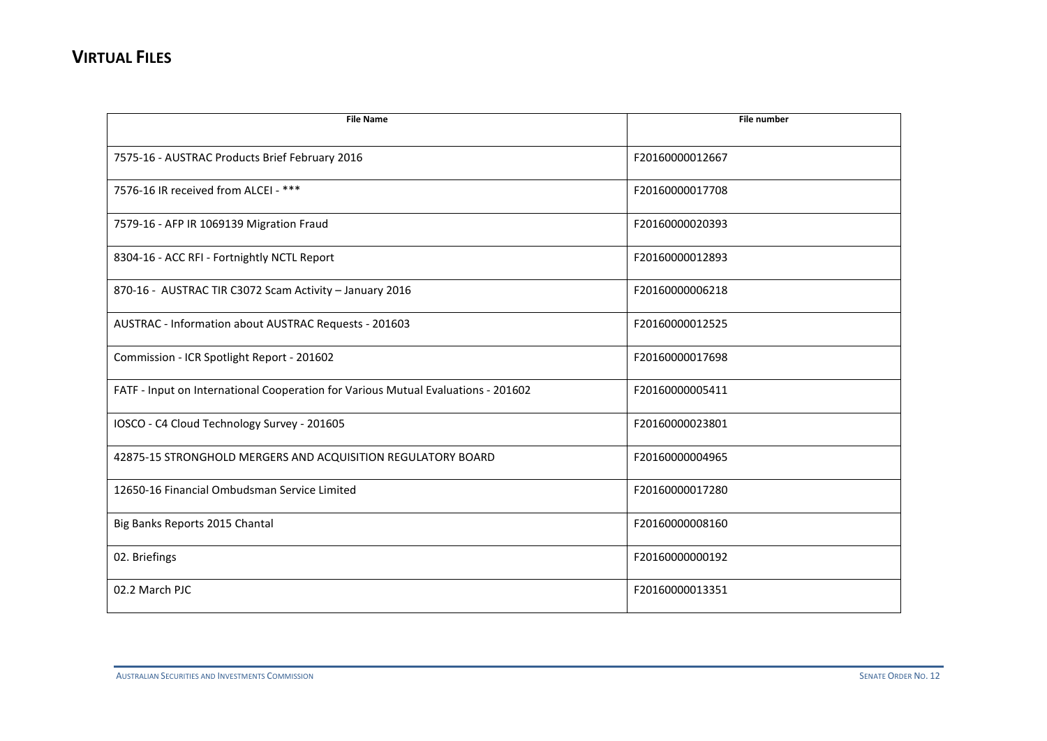## VIRTUAL FILES

| File Name | File number |
| --- | --- |
| 7575-16 - AUSTRAC Products Brief February 2016 | F20160000012667 |
| 7576-16 IR received from ALCEI - *** | F20160000017708 |
| 7579-16 - AFP IR 1069139 Migration Fraud | F20160000020393 |
| 8304-16 - ACC RFI - Fortnightly NCTL Report | F20160000012893 |
| 870-16 - AUSTRAC TIR C3072 Scam Activity – January 2016 | F20160000006218 |
| AUSTRAC - Information about AUSTRAC Requests - 201603 | F20160000012525 |
| Commission - ICR Spotlight Report - 201602 | F20160000017698 |
| FATF - Input on International Cooperation for Various Mutual Evaluations - 201602 | F20160000005411 |
| IOSCO - C4 Cloud Technology Survey - 201605 | F20160000023801 |
| 42875-15 STRONGHOLD MERGERS AND ACQUISITION REGULATORY BOARD | F20160000004965 |
| 12650-16 Financial Ombudsman Service Limited | F20160000017280 |
| Big Banks Reports 2015 Chantal | F20160000008160 |
| 02. Briefings | F20160000000192 |
| 02.2 March PJC | F20160000013351 |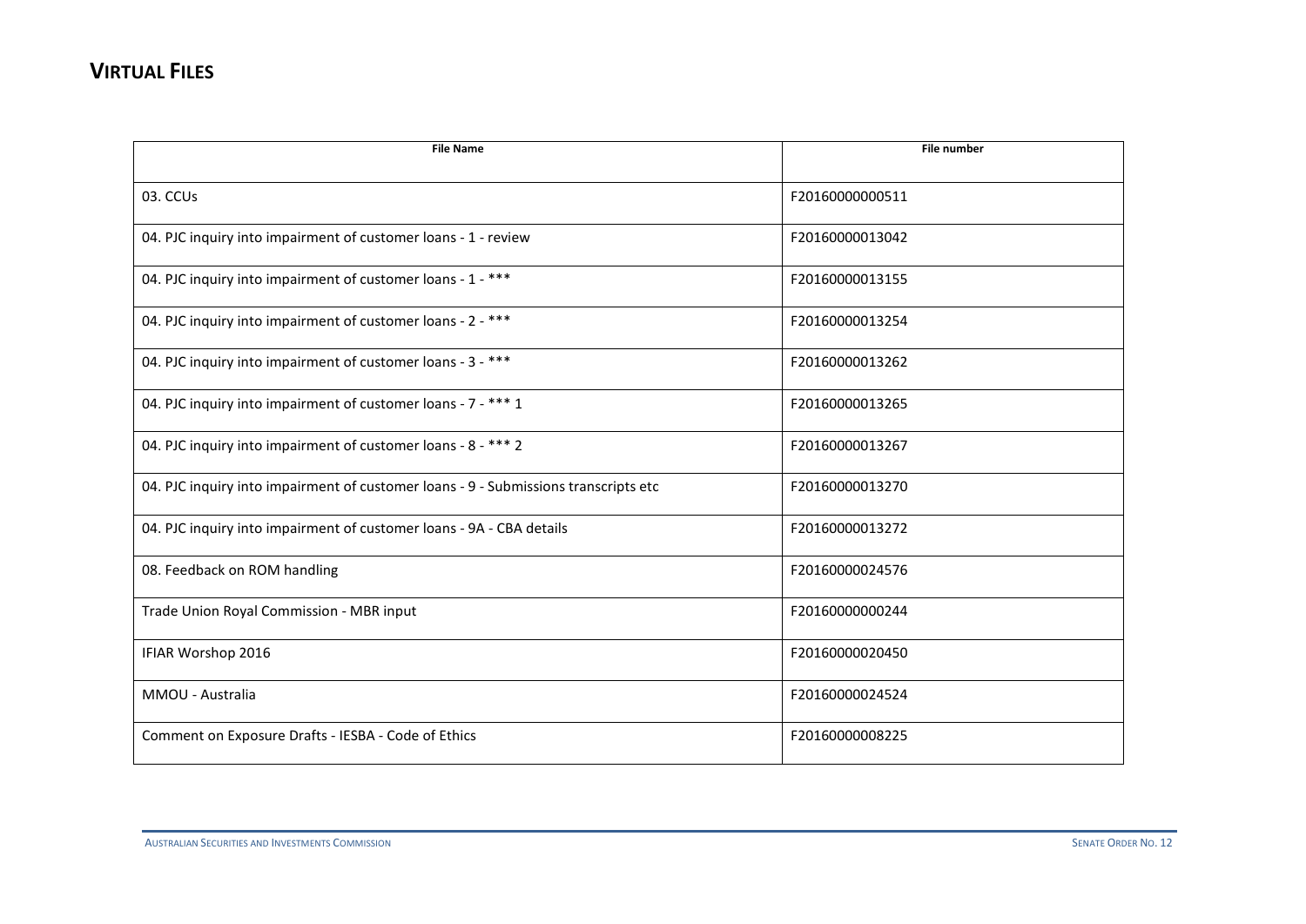## VIRTUAL FILES

| File Name | File number |
|---|---|
| 03. CCUs | F20160000000511 |
| 04. PJC inquiry into impairment of customer loans - 1 - review | F20160000013042 |
| 04. PJC inquiry into impairment of customer loans - 1 - *** | F20160000013155 |
| 04. PJC inquiry into impairment of customer loans - 2 - *** | F20160000013254 |
| 04. PJC inquiry into impairment of customer loans - 3 - *** | F20160000013262 |
| 04. PJC inquiry into impairment of customer loans - 7 - *** 1 | F20160000013265 |
| 04. PJC inquiry into impairment of customer loans - 8 - *** 2 | F20160000013267 |
| 04. PJC inquiry into impairment of customer loans - 9 - Submissions transcripts etc | F20160000013270 |
| 04. PJC inquiry into impairment of customer loans - 9A - CBA details | F20160000013272 |
| 08. Feedback on ROM handling | F20160000024576 |
| Trade Union Royal Commission - MBR input | F20160000000244 |
| IFIAR Worshop 2016 | F20160000020450 |
| MMOU - Australia | F20160000024524 |
| Comment on Exposure Drafts - IESBA - Code of Ethics | F20160000008225 |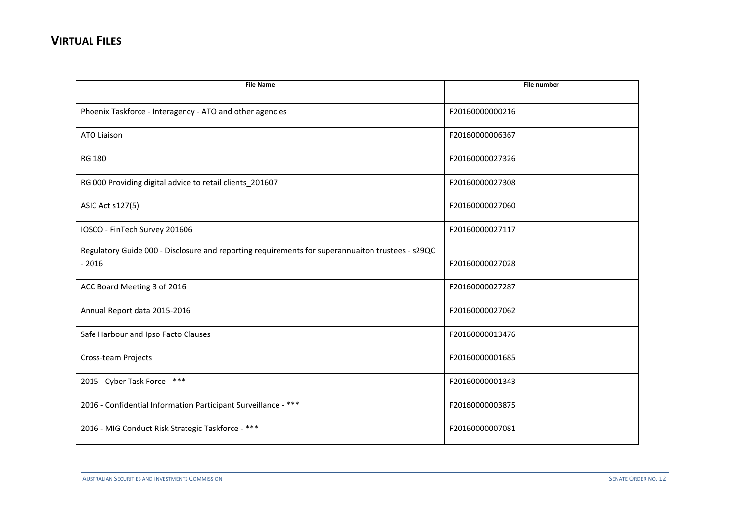## VIRTUAL FILES

| File Name | File number |
|---|---|
| Phoenix Taskforce - Interagency - ATO and other agencies | F20160000000216 |
| ATO Liaison | F20160000006367 |
| RG 180 | F20160000027326 |
| RG 000 Providing digital advice to retail clients_201607 | F20160000027308 |
| ASIC Act s127(5) | F20160000027060 |
| IOSCO - FinTech Survey 201606 | F20160000027117 |
| Regulatory Guide 000 - Disclosure and reporting requirements for superannuaiton trustees - s29QC - 2016 | F20160000027028 |
| ACC Board Meeting 3 of 2016 | F20160000027287 |
| Annual Report data 2015-2016 | F20160000027062 |
| Safe Harbour and Ipso Facto Clauses | F20160000013476 |
| Cross-team Projects | F20160000001685 |
| 2015 - Cyber Task Force - *** | F20160000001343 |
| 2016 - Confidential Information Participant Surveillance - *** | F20160000003875 |
| 2016 - MIG Conduct Risk Strategic Taskforce - *** | F20160000007081 |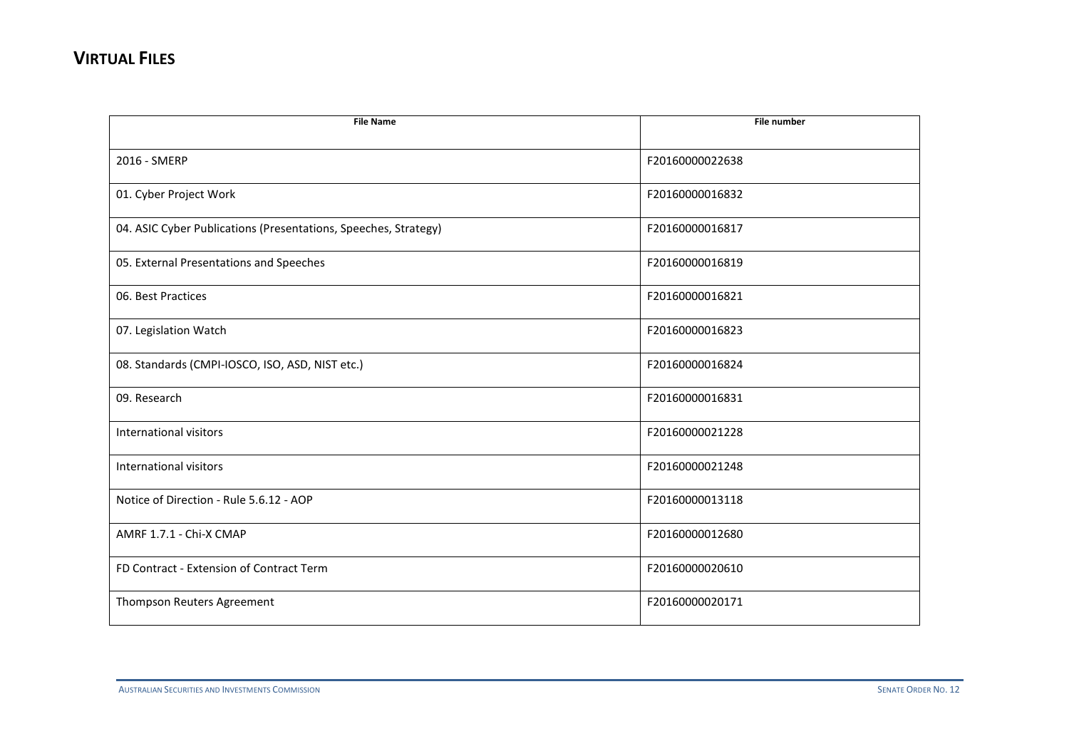## VIRTUAL FILES

| File Name | File number |
|---|---|
| 2016 - SMERP | F20160000022638 |
| 01. Cyber Project Work | F20160000016832 |
| 04. ASIC Cyber Publications (Presentations, Speeches, Strategy) | F20160000016817 |
| 05. External Presentations and Speeches | F20160000016819 |
| 06. Best Practices | F20160000016821 |
| 07. Legislation Watch | F20160000016823 |
| 08. Standards (CMPI-IOSCO, ISO, ASD, NIST etc.) | F20160000016824 |
| 09. Research | F20160000016831 |
| International visitors | F20160000021228 |
| International visitors | F20160000021248 |
| Notice of Direction - Rule 5.6.12 - AOP | F20160000013118 |
| AMRF 1.7.1 - Chi-X CMAP | F20160000012680 |
| FD Contract - Extension of Contract Term | F20160000020610 |
| Thompson Reuters Agreement | F20160000020171 |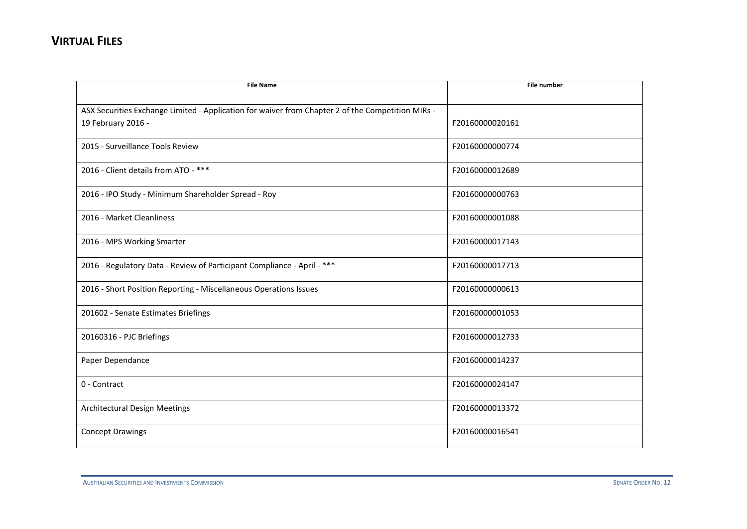## VIRTUAL FILES

| File Name | File number |
|---|---|
| ASX Securities Exchange Limited - Application for waiver from Chapter 2 of the Competition MIRs - 19 February 2016 - | F20160000020161 |
| 2015 - Surveillance Tools Review | F20160000000774 |
| 2016 - Client details from ATO - *** | F20160000012689 |
| 2016 - IPO Study - Minimum Shareholder Spread - Roy | F20160000000763 |
| 2016 - Market Cleanliness | F20160000001088 |
| 2016 - MPS Working Smarter | F20160000017143 |
| 2016 - Regulatory Data - Review of Participant Compliance - April - *** | F20160000017713 |
| 2016 - Short Position Reporting - Miscellaneous Operations Issues | F20160000000613 |
| 201602 - Senate Estimates Briefings | F20160000001053 |
| 20160316 - PJC Briefings | F20160000012733 |
| Paper Dependance | F20160000014237 |
| 0 - Contract | F20160000024147 |
| Architectural Design Meetings | F20160000013372 |
| Concept Drawings | F20160000016541 |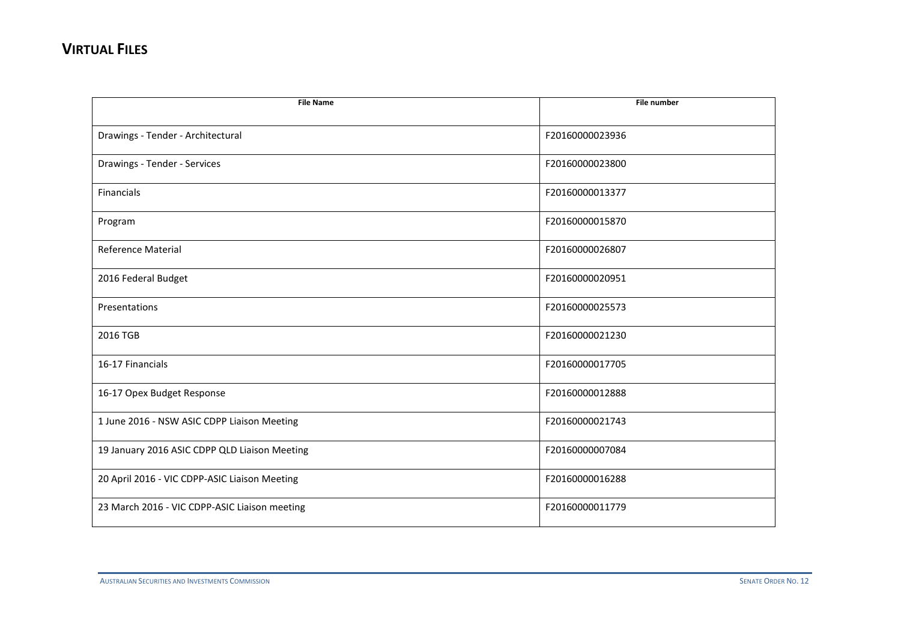## VIRTUAL FILES

| File Name | File number |
| --- | --- |
| Drawings - Tender - Architectural | F20160000023936 |
| Drawings - Tender - Services | F20160000023800 |
| Financials | F20160000013377 |
| Program | F20160000015870 |
| Reference Material | F20160000026807 |
| 2016 Federal Budget | F20160000020951 |
| Presentations | F20160000025573 |
| 2016 TGB | F20160000021230 |
| 16-17 Financials | F20160000017705 |
| 16-17 Opex Budget Response | F20160000012888 |
| 1 June 2016 - NSW ASIC CDPP Liaison Meeting | F20160000021743 |
| 19 January 2016 ASIC CDPP QLD Liaison Meeting | F20160000007084 |
| 20 April 2016 - VIC CDPP-ASIC Liaison Meeting | F20160000016288 |
| 23 March 2016 - VIC CDPP-ASIC Liaison meeting | F20160000011779 |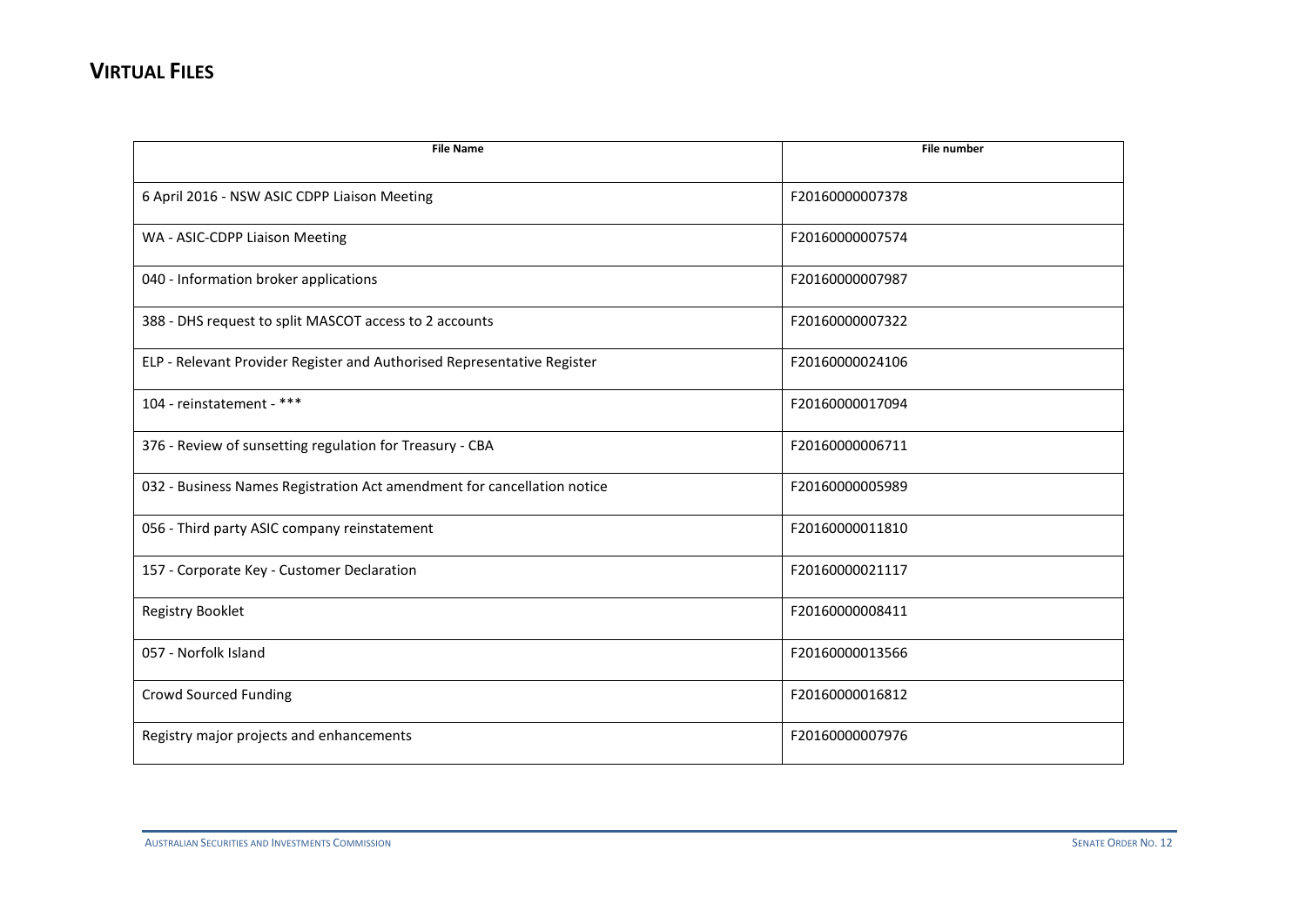## VIRTUAL FILES

| File Name | File number |
| --- | --- |
| 6 April 2016 - NSW ASIC CDPP Liaison Meeting | F20160000007378 |
| WA - ASIC-CDPP Liaison Meeting | F20160000007574 |
| 040 - Information broker applications | F20160000007987 |
| 388 - DHS request to split MASCOT access to 2 accounts | F20160000007322 |
| ELP - Relevant Provider Register and Authorised Representative Register | F20160000024106 |
| 104 - reinstatement - *** | F20160000017094 |
| 376 - Review of sunsetting regulation for Treasury - CBA | F20160000006711 |
| 032 - Business Names Registration Act amendment for cancellation notice | F20160000005989 |
| 056 - Third party ASIC company reinstatement | F20160000011810 |
| 157 - Corporate Key - Customer Declaration | F20160000021117 |
| Registry Booklet | F20160000008411 |
| 057 - Norfolk Island | F20160000013566 |
| Crowd Sourced Funding | F20160000016812 |
| Registry major projects and enhancements | F20160000007976 |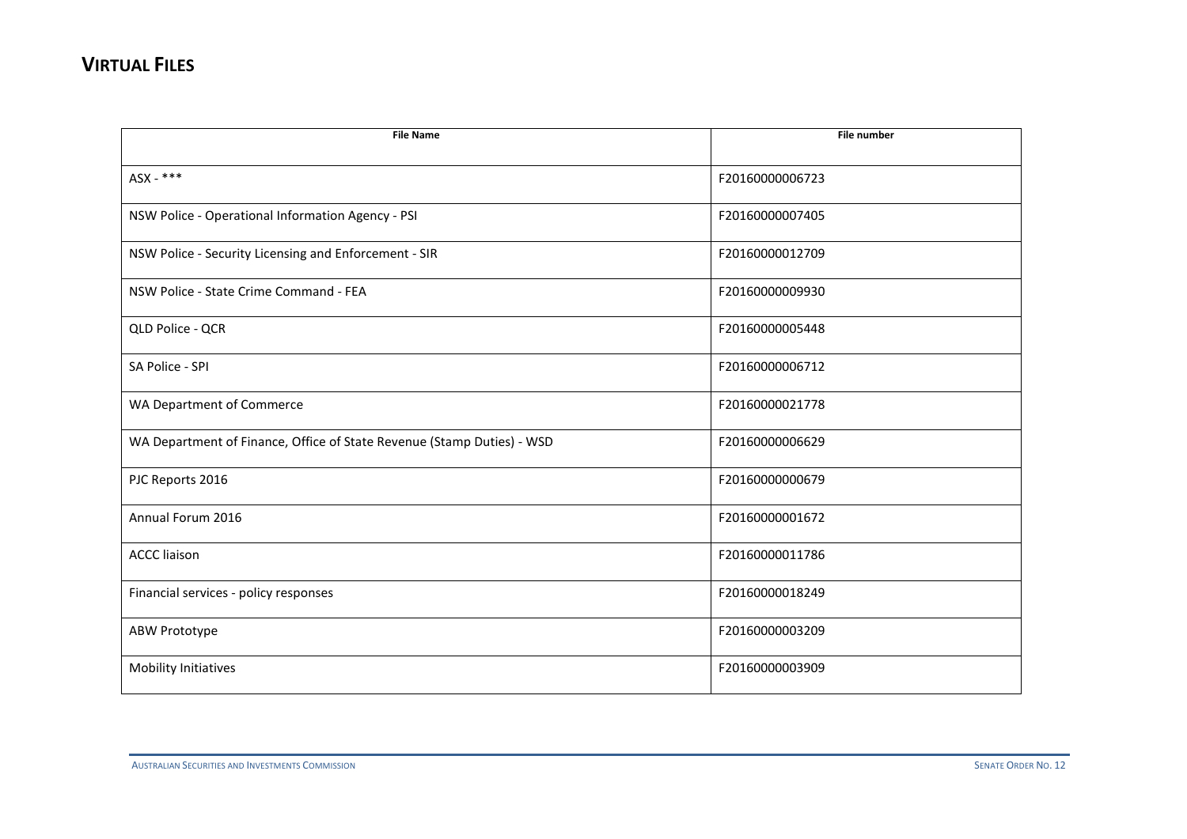## VIRTUAL FILES

| File Name | File number |
|---|---|
| ASX - *** | F20160000006723 |
| NSW Police - Operational Information Agency - PSI | F20160000007405 |
| NSW Police - Security Licensing and Enforcement - SIR | F20160000012709 |
| NSW Police - State Crime Command - FEA | F20160000009930 |
| QLD Police - QCR | F20160000005448 |
| SA Police - SPI | F20160000006712 |
| WA Department of Commerce | F20160000021778 |
| WA Department of Finance, Office of State Revenue (Stamp Duties) - WSD | F20160000006629 |
| PJC Reports 2016 | F20160000000679 |
| Annual Forum 2016 | F20160000001672 |
| ACCC liaison | F20160000011786 |
| Financial services - policy responses | F20160000018249 |
| ABW Prototype | F20160000003209 |
| Mobility Initiatives | F20160000003909 |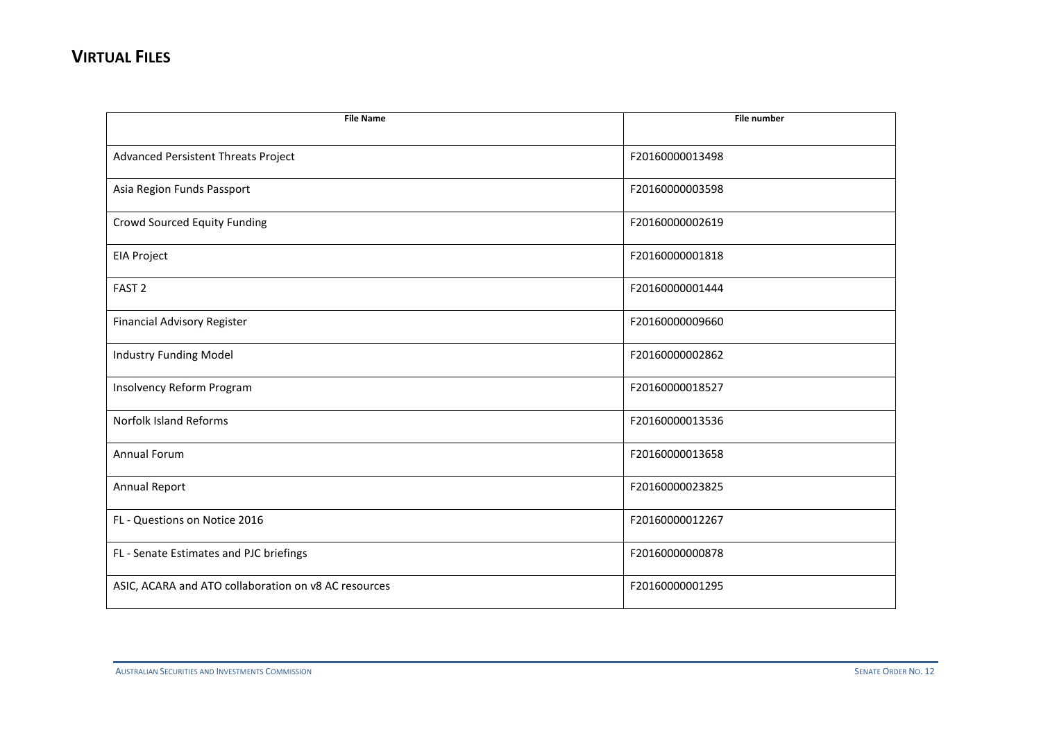## VIRTUAL FILES

| File Name | File number |
|---|---|
| Advanced Persistent Threats Project | F20160000013498 |
| Asia Region Funds Passport | F20160000003598 |
| Crowd Sourced Equity Funding | F20160000002619 |
| EIA Project | F20160000001818 |
| FAST 2 | F20160000001444 |
| Financial Advisory Register | F20160000009660 |
| Industry Funding Model | F20160000002862 |
| Insolvency Reform Program | F20160000018527 |
| Norfolk Island Reforms | F20160000013536 |
| Annual Forum | F20160000013658 |
| Annual Report | F20160000023825 |
| FL - Questions on Notice 2016 | F20160000012267 |
| FL - Senate Estimates and PJC briefings | F20160000000878 |
| ASIC, ACARA and ATO collaboration on v8 AC resources | F20160000001295 |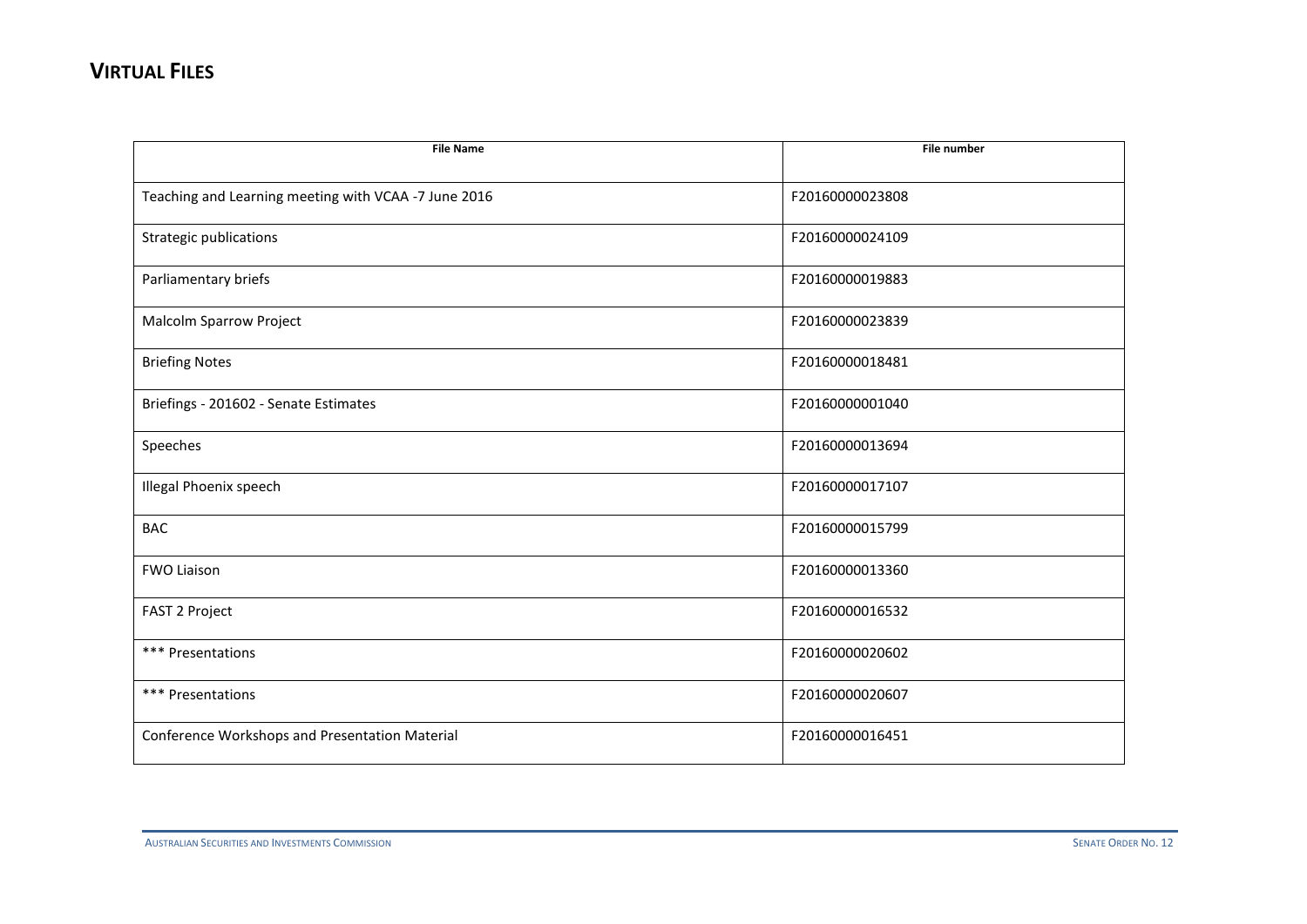## VIRTUAL FILES

| File Name | File number |
| --- | --- |
| Teaching and Learning meeting with VCAA -7 June 2016 | F20160000023808 |
| Strategic publications | F20160000024109 |
| Parliamentary briefs | F20160000019883 |
| Malcolm Sparrow Project | F20160000023839 |
| Briefing Notes | F20160000018481 |
| Briefings - 201602 - Senate Estimates | F20160000001040 |
| Speeches | F20160000013694 |
| Illegal Phoenix speech | F20160000017107 |
| BAC | F20160000015799 |
| FWO Liaison | F20160000013360 |
| FAST 2 Project | F20160000016532 |
| *** Presentations | F20160000020602 |
| *** Presentations | F20160000020607 |
| Conference Workshops and Presentation Material | F20160000016451 |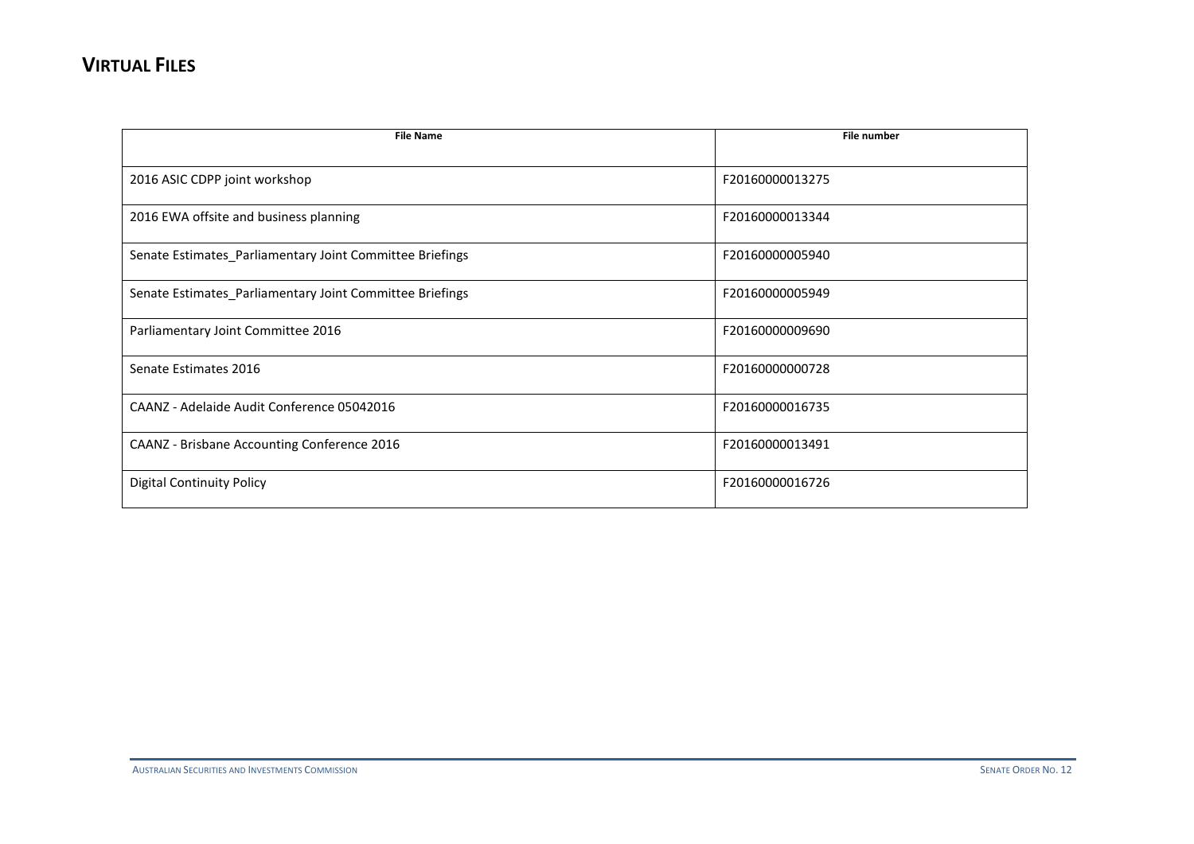# VIRTUAL FILES

| File Name | File number |
|---|---|
| 2016 ASIC CDPP joint workshop | F20160000013275 |
| 2016 EWA offsite and business planning | F20160000013344 |
| Senate Estimates_Parliamentary Joint Committee Briefings | F20160000005940 |
| Senate Estimates_Parliamentary Joint Committee Briefings | F20160000005949 |
| Parliamentary Joint Committee 2016 | F20160000009690 |
| Senate Estimates 2016 | F20160000000728 |
| CAANZ - Adelaide Audit Conference 05042016 | F20160000016735 |
| CAANZ - Brisbane Accounting Conference 2016 | F20160000013491 |
| Digital Continuity Policy | F20160000016726 |